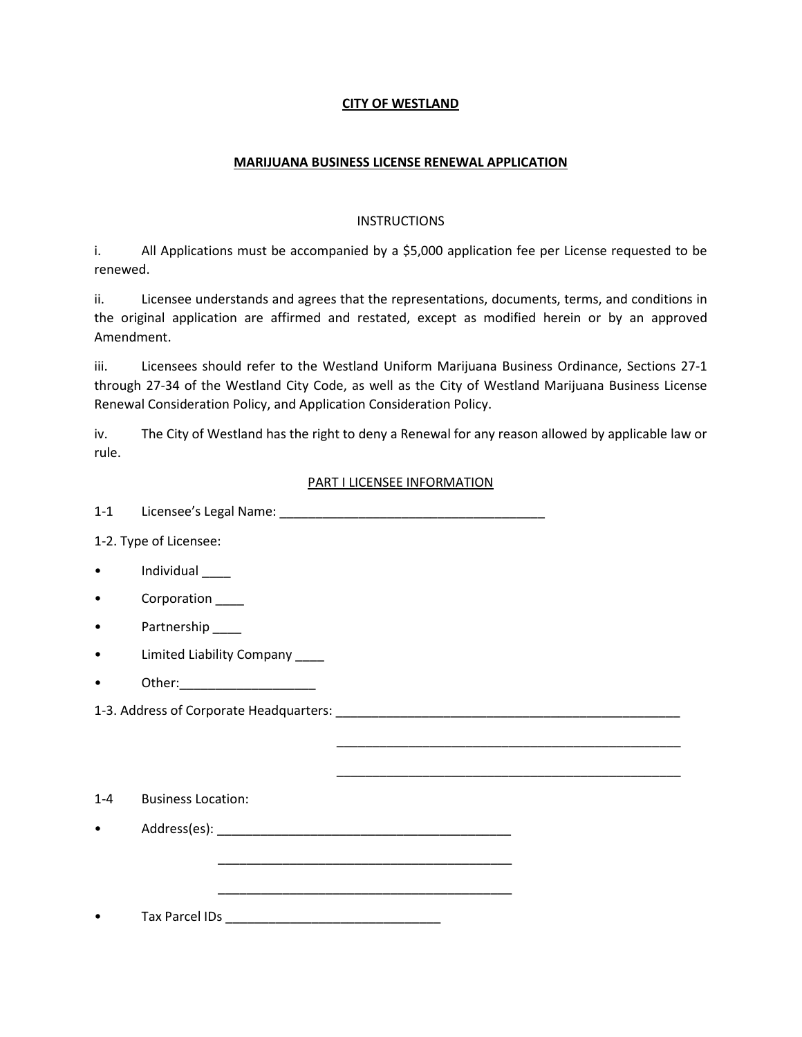**CITY OF WESTLAND**

**MARIJUANA BUSINESS LICENSE RENEWAL APPLICATION**

INSTRUCTIONS

i. All Applications must be accompanied by a $5,000 application fee per License requested to be renewed.

ii. Licensee understands and agrees that the representations, documents, terms, and conditions in the original application are affirmed and restated, except as modified herein or by an approved Amendment.

iii. Licensees should refer to the Westland Uniform Marijuana Business Ordinance, Sections 27-1 through 27-34 of the Westland City Code, as well as the City of Westland Marijuana Business License Renewal Consideration Policy, and Application Consideration Policy.

iv. The City of Westland has the right to deny a Renewal for any reason allowed by applicable law or rule.

PART I LICENSEE INFORMATION

1-1 Licensee's Legal Name: ______________________________________

1-2. Type of Licensee:

- Individual ____
- Corporation ____
- Partnership ____
- Limited Liability Company ____
- Other:___________________

1-3. Address of Corporate Headquarters: __________________________________________________

__________________________________________________

__________________________________________________

1-4 Business Location:

- Address(es): ___________________________________________

___________________________________________

___________________________________________

- Tax Parcel IDs _______________________________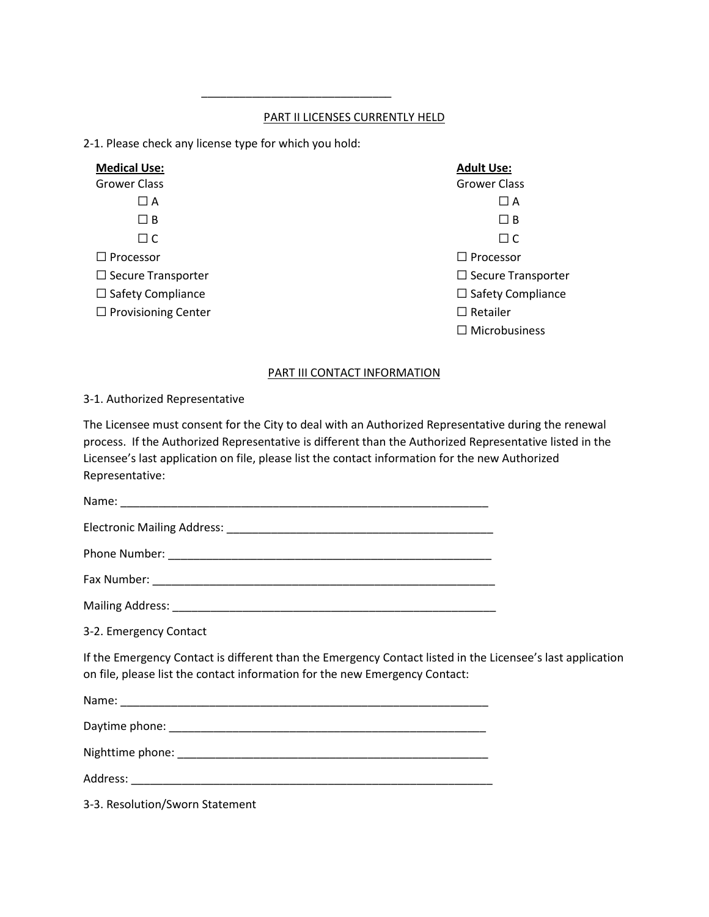______________________________

PART II LICENSES CURRENTLY HELD

2-1. Please check any license type for which you hold:

**Medical Use:**

Grower Class

- ☐ A
- ☐ B
- ☐ C

☐ Processor

☐ Secure Transporter

☐ Safety Compliance

☐ Provisioning Center

**Adult Use:**

Grower Class

- ☐ A
- ☐ B
- ☐ C

☐ Processor

☐ Secure Transporter

☐ Safety Compliance

☐ Retailer

☐ Microbusiness

PART III CONTACT INFORMATION

3-1. Authorized Representative

The Licensee must consent for the City to deal with an Authorized Representative during the renewal process. If the Authorized Representative is different than the Authorized Representative listed in the Licensee's last application on file, please list the contact information for the new Authorized Representative:

Name: ____________________________________________________________

Electronic Mailing Address: ____________________________________________

Phone Number: ____________________________________________________

Fax Number: ______________________________________________________

Mailing Address: ___________________________________________________

3-2. Emergency Contact

If the Emergency Contact is different than the Emergency Contact listed in the Licensee's last application on file, please list the contact information for the new Emergency Contact:

Name: ____________________________________________________________

Daytime phone: ____________________________________________________

Nighttime phone: ___________________________________________________

Address: __________________________________________________________

3-3. Resolution/Sworn Statement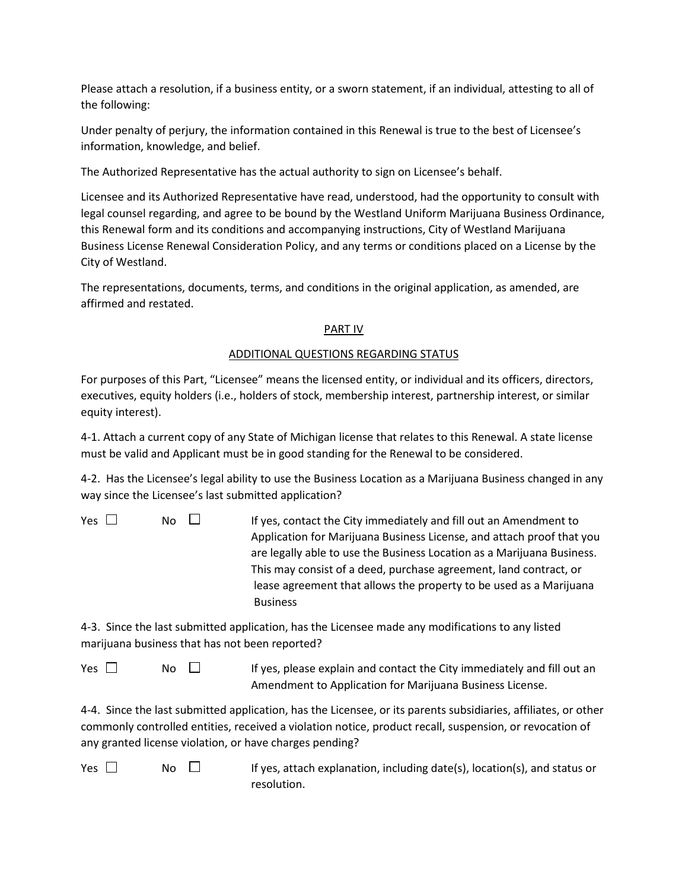Please attach a resolution, if a business entity, or a sworn statement, if an individual, attesting to all of the following:

Under penalty of perjury, the information contained in this Renewal is true to the best of Licensee's information, knowledge, and belief.

The Authorized Representative has the actual authority to sign on Licensee's behalf.

Licensee and its Authorized Representative have read, understood, had the opportunity to consult with legal counsel regarding, and agree to be bound by the Westland Uniform Marijuana Business Ordinance, this Renewal form and its conditions and accompanying instructions, City of Westland Marijuana Business License Renewal Consideration Policy, and any terms or conditions placed on a License by the City of Westland.

The representations, documents, terms, and conditions in the original application, as amended, are affirmed and restated.

## PART IV

## ADDITIONAL QUESTIONS REGARDING STATUS

For purposes of this Part, "Licensee" means the licensed entity, or individual and its officers, directors, executives, equity holders (i.e., holders of stock, membership interest, partnership interest, or similar equity interest).

4-1. Attach a current copy of any State of Michigan license that relates to this Renewal. A state license must be valid and Applicant must be in good standing for the Renewal to be considered.

4-2. Has the Licensee's legal ability to use the Business Location as a Marijuana Business changed in any way since the Licensee's last submitted application?

Yes ☐ No ☐ If yes, contact the City immediately and fill out an Amendment to Application for Marijuana Business License, and attach proof that you are legally able to use the Business Location as a Marijuana Business. This may consist of a deed, purchase agreement, land contract, or lease agreement that allows the property to be used as a Marijuana Business

4-3. Since the last submitted application, has the Licensee made any modifications to any listed marijuana business that has not been reported?

Yes ☐ No ☐ If yes, please explain and contact the City immediately and fill out an Amendment to Application for Marijuana Business License.

4-4. Since the last submitted application, has the Licensee, or its parents subsidiaries, affiliates, or other commonly controlled entities, received a violation notice, product recall, suspension, or revocation of any granted license violation, or have charges pending?

Yes ☐ No ☐ If yes, attach explanation, including date(s), location(s), and status or resolution.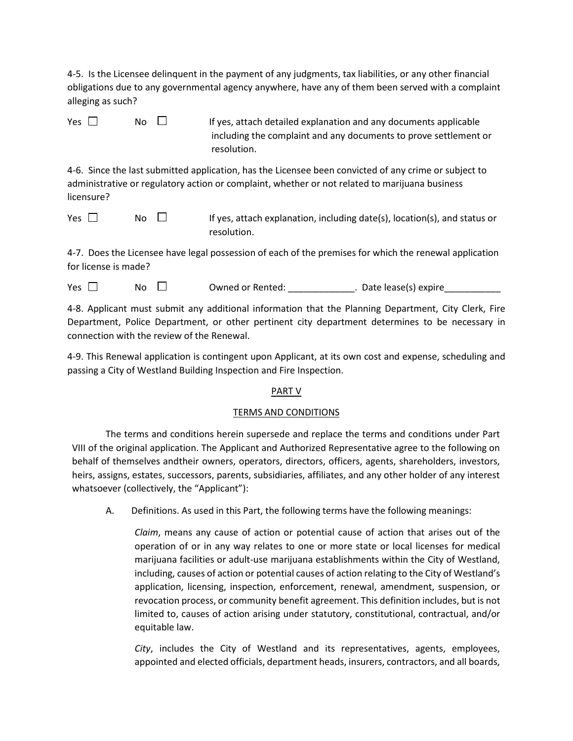4-5. Is the Licensee delinquent in the payment of any judgments, tax liabilities, or any other financial obligations due to any governmental agency anywhere, have any of them been served with a complaint alleging as such?

Yes ☐ No ☐ If yes, attach detailed explanation and any documents applicable including the complaint and any documents to prove settlement or resolution.

4-6. Since the last submitted application, has the Licensee been convicted of any crime or subject to administrative or regulatory action or complaint, whether or not related to marijuana business licensure?

Yes ☐ No ☐ If yes, attach explanation, including date(s), location(s), and status or resolution.

4-7. Does the Licensee have legal possession of each of the premises for which the renewal application for license is made?

Yes ☐ No ☐ Owned or Rented: _____________. Date lease(s) expire___________

4-8. Applicant must submit any additional information that the Planning Department, City Clerk, Fire Department, Police Department, or other pertinent city department determines to be necessary in connection with the review of the Renewal.

4-9. This Renewal application is contingent upon Applicant, at its own cost and expense, scheduling and passing a City of Westland Building Inspection and Fire Inspection.

## PART V

## TERMS AND CONDITIONS

The terms and conditions herein supersede and replace the terms and conditions under Part VIII of the original application. The Applicant and Authorized Representative agree to the following on behalf of themselves andtheir owners, operators, directors, officers, agents, shareholders, investors, heirs, assigns, estates, successors, parents, subsidiaries, affiliates, and any other holder of any interest whatsoever (collectively, the "Applicant"):

A. Definitions. As used in this Part, the following terms have the following meanings:

*Claim*, means any cause of action or potential cause of action that arises out of the operation of or in any way relates to one or more state or local licenses for medical marijuana facilities or adult-use marijuana establishments within the City of Westland, including, causes of action or potential causes of action relating to the City of Westland's application, licensing, inspection, enforcement, renewal, amendment, suspension, or revocation process, or community benefit agreement. This definition includes, but is not limited to, causes of action arising under statutory, constitutional, contractual, and/or equitable law.

*City*, includes the City of Westland and its representatives, agents, employees, appointed and elected officials, department heads, insurers, contractors, and all boards,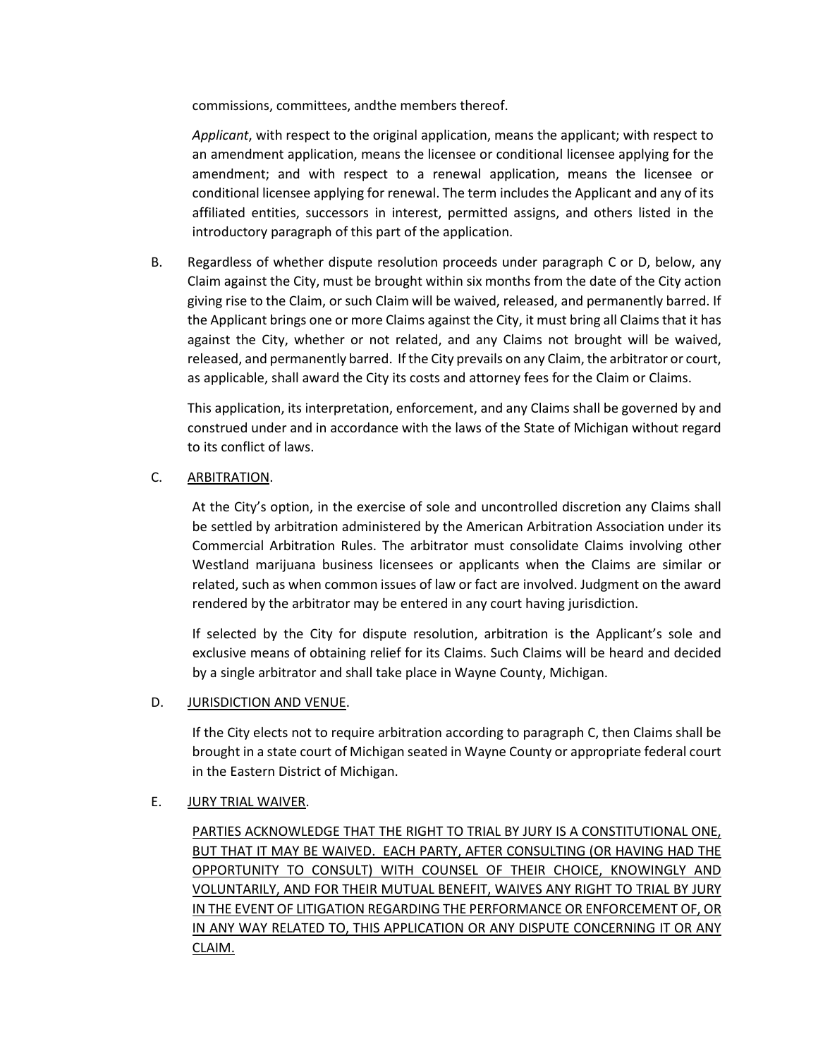commissions, committees, andthe members thereof.

*Applicant*, with respect to the original application, means the applicant; with respect to an amendment application, means the licensee or conditional licensee applying for the amendment; and with respect to a renewal application, means the licensee or conditional licensee applying for renewal. The term includes the Applicant and any of its affiliated entities, successors in interest, permitted assigns, and others listed in the introductory paragraph of this part of the application.

B. Regardless of whether dispute resolution proceeds under paragraph C or D, below, any Claim against the City, must be brought within six months from the date of the City action giving rise to the Claim, or such Claim will be waived, released, and permanently barred. If the Applicant brings one or more Claims against the City, it must bring all Claims that it has against the City, whether or not related, and any Claims not brought will be waived, released, and permanently barred. If the City prevails on any Claim, the arbitrator or court, as applicable, shall award the City its costs and attorney fees for the Claim or Claims.

This application, its interpretation, enforcement, and any Claims shall be governed by and construed under and in accordance with the laws of the State of Michigan without regard to its conflict of laws.

C. <u>ARBITRATION</u>.

At the City's option, in the exercise of sole and uncontrolled discretion any Claims shall be settled by arbitration administered by the American Arbitration Association under its Commercial Arbitration Rules. The arbitrator must consolidate Claims involving other Westland marijuana business licensees or applicants when the Claims are similar or related, such as when common issues of law or fact are involved. Judgment on the award rendered by the arbitrator may be entered in any court having jurisdiction.

If selected by the City for dispute resolution, arbitration is the Applicant's sole and exclusive means of obtaining relief for its Claims. Such Claims will be heard and decided by a single arbitrator and shall take place in Wayne County, Michigan.

D. <u>JURISDICTION AND VENUE</u>.

If the City elects not to require arbitration according to paragraph C, then Claims shall be brought in a state court of Michigan seated in Wayne County or appropriate federal court in the Eastern District of Michigan.

E. <u>JURY TRIAL WAIVER</u>.

<u>PARTIES ACKNOWLEDGE THAT THE RIGHT TO TRIAL BY JURY IS A CONSTITUTIONAL ONE, BUT THAT IT MAY BE WAIVED. EACH PARTY, AFTER CONSULTING (OR HAVING HAD THE OPPORTUNITY TO CONSULT) WITH COUNSEL OF THEIR CHOICE, KNOWINGLY AND VOLUNTARILY, AND FOR THEIR MUTUAL BENEFIT, WAIVES ANY RIGHT TO TRIAL BY JURY IN THE EVENT OF LITIGATION REGARDING THE PERFORMANCE OR ENFORCEMENT OF, OR IN ANY WAY RELATED TO, THIS APPLICATION OR ANY DISPUTE CONCERNING IT OR ANY CLAIM.</u>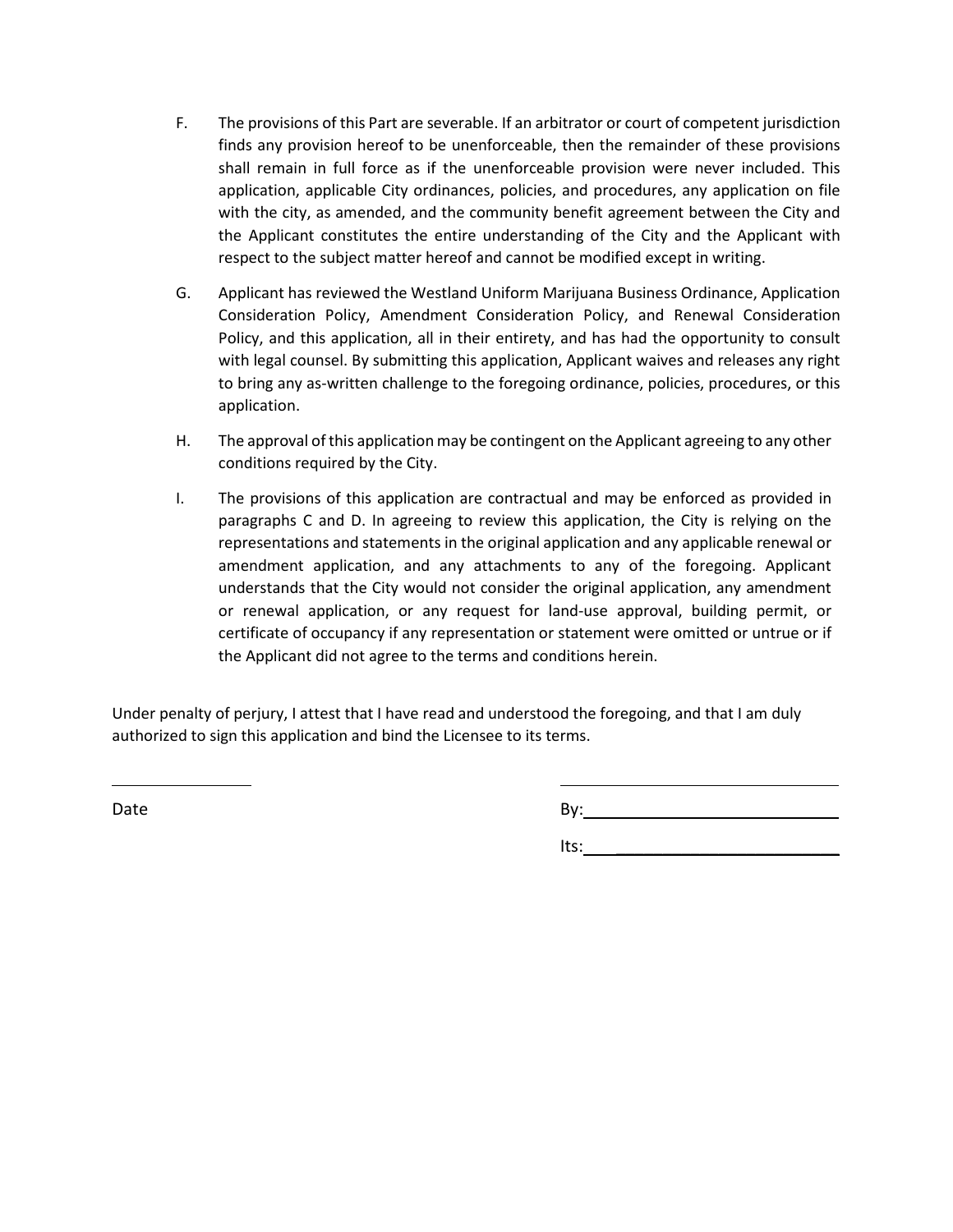F. The provisions of this Part are severable. If an arbitrator or court of competent jurisdiction finds any provision hereof to be unenforceable, then the remainder of these provisions shall remain in full force as if the unenforceable provision were never included. This application, applicable City ordinances, policies, and procedures, any application on file with the city, as amended, and the community benefit agreement between the City and the Applicant constitutes the entire understanding of the City and the Applicant with respect to the subject matter hereof and cannot be modified except in writing.

G. Applicant has reviewed the Westland Uniform Marijuana Business Ordinance, Application Consideration Policy, Amendment Consideration Policy, and Renewal Consideration Policy, and this application, all in their entirety, and has had the opportunity to consult with legal counsel. By submitting this application, Applicant waives and releases any right to bring any as-written challenge to the foregoing ordinance, policies, procedures, or this application.

H. The approval of this application may be contingent on the Applicant agreeing to any other conditions required by the City.

I. The provisions of this application are contractual and may be enforced as provided in paragraphs C and D. In agreeing to review this application, the City is relying on the representations and statements in the original application and any applicable renewal or amendment application, and any attachments to any of the foregoing. Applicant understands that the City would not consider the original application, any amendment or renewal application, or any request for land-use approval, building permit, or certificate of occupancy if any representation or statement were omitted or untrue or if the Applicant did not agree to the terms and conditions herein.

Under penalty of perjury, I attest that I have read and understood the foregoing, and that I am duly authorized to sign this application and bind the Licensee to its terms.

\_\_\_\_\_\_\_\_\_\_\_\_\_\_\_\_ \_\_\_\_\_\_\_\_\_\_\_\_\_\_\_\_\_\_\_\_\_\_\_\_\_\_\_\_\_\_

Date By: \_\_\_\_\_\_\_\_\_\_\_\_\_\_\_\_\_\_\_\_\_\_\_\_\_\_\_\_

Its: \_\_\_\_\_\_\_\_\_\_\_\_\_\_\_\_\_\_\_\_\_\_\_\_\_\_\_\_